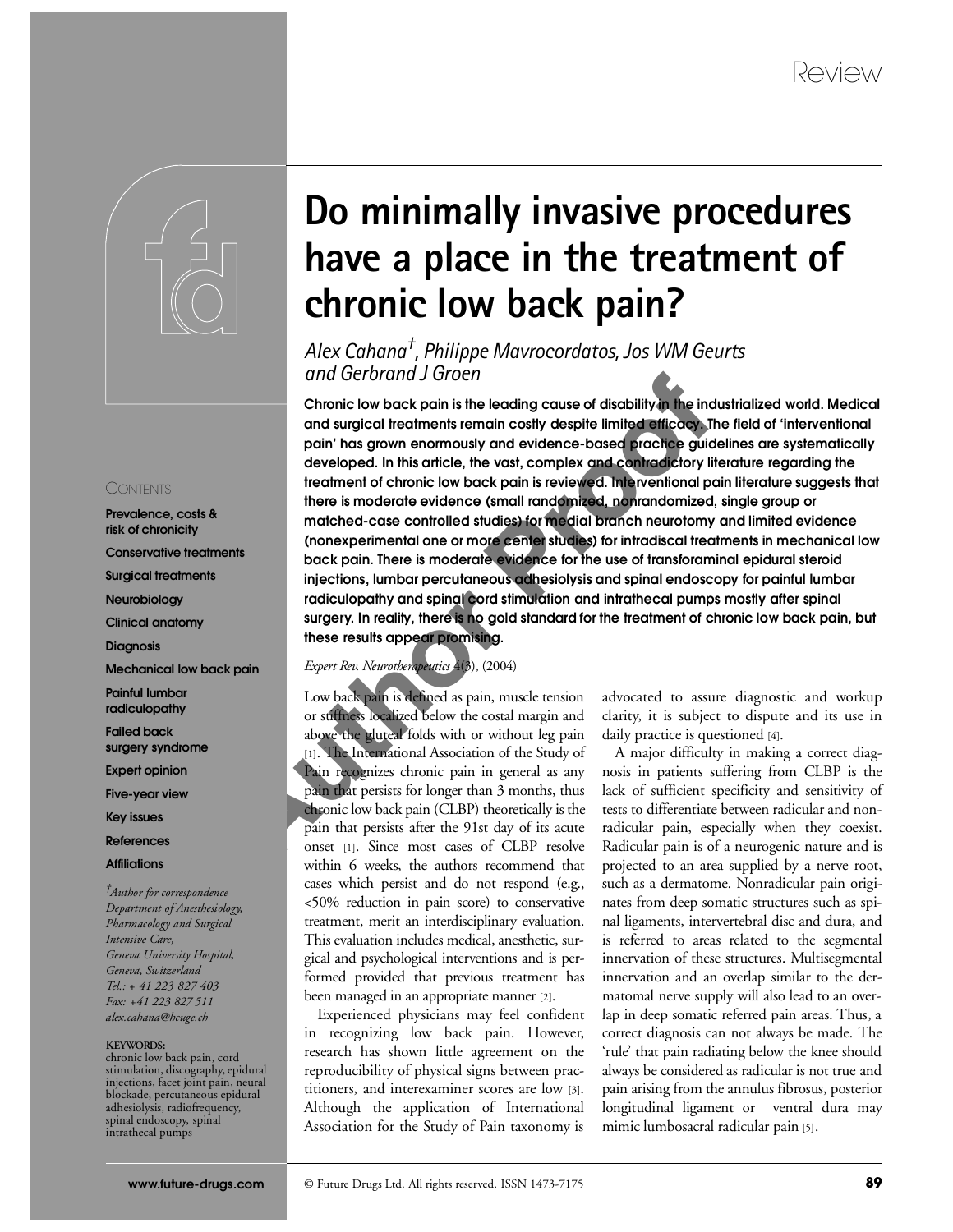Review

# Do minimally invasive procedures have a place in the treatment of chronic low back pain?

*Alex Cahana[†], Philippe Mavrocordatos, Jos WM Geurts and Gerbrand J Groen*

**Chronic low back pain is the leading cause of disability in the industrialized world. Medical and surgical treatments remain costly despite limited efficacy. The field of 'interventional pain' has grown enormously and evidence-based practice guidelines are systematically developed. In this article, the vast, complex and contradictory literature regarding the treatment of chronic low back pain is reviewed. Interventional pain literature suggests that there is moderate evidence (small randomized, nonrandomized, single group or matched-case controlled studies) for medial branch neurotomy and limited evidence (nonexperimental one or more center studies) for intradiscal treatments in mechanical low back pain. There is moderate evidence for the use of transforaminal epidural steroid injections, lumbar percutaneous adhesiolysis and spinal endoscopy for painful lumbar radiculopathy and spinal cord stimulation and intrathecal pumps mostly after spinal surgery. In reality, there is no gold standard for the treatment of chronic low back pain, but these results appear promising.**

*Expert Rev. Neurotherapeutics* 4(3), (2004)

CONTENTS

- Prevalence, costs & risk of chronicity
- Conservative treatments
- Surgical treatments
- Neurobiology
- Clinical anatomy
- Diagnosis
- Mechanical low back pain
- Painful lumbar radiculopathy
- Failed back surgery syndrome
- Expert opinion
- Five-year view
- Key issues
- References
- Affiliations

*[†]Author for correspondence*
*Department of Anesthesiology, Pharmacology and Surgical Intensive Care,*
*Geneva University Hospital, Geneva, Switzerland*
*Tel.: + 41 223 827 403*
*Fax: +41 223 827 511*
*alex.cahana@hcuge.ch*

**KEYWORDS:**
chronic low back pain, cord stimulation, discography, epidural injections, facet joint pain, neural blockade, percutaneous epidural adhesiolysis, radiofrequency, spinal endoscopy, spinal intrathecal pumps

Low back pain is defined as pain, muscle tension or stiffness localized below the costal margin and above the gluteal folds with or without leg pain [1]. The International Association of the Study of Pain recognizes chronic pain in general as any pain that persists for longer than 3 months, thus chronic low back pain (CLBP) theoretically is the pain that persists after the 91st day of its acute onset [1]. Since most cases of CLBP resolve within 6 weeks, the authors recommend that cases which persist and do not respond (e.g., <50% reduction in pain score) to conservative treatment, merit an interdisciplinary evaluation. This evaluation includes medical, anesthetic, surgical and psychological interventions and is performed provided that previous treatment has been managed in an appropriate manner [2].

Experienced physicians may feel confident in recognizing low back pain. However, research has shown little agreement on the reproducibility of physical signs between practitioners, and interexaminer scores are low [3]. Although the application of International Association for the Study of Pain taxonomy is advocated to assure diagnostic and workup clarity, it is subject to dispute and its use in daily practice is questioned [4].

A major difficulty in making a correct diagnosis in patients suffering from CLBP is the lack of sufficient specificity and sensitivity of tests to differentiate between radicular and nonradicular pain, especially when they coexist. Radicular pain is of a neurogenic nature and is projected to an area supplied by a nerve root, such as a dermatome. Nonradicular pain originates from deep somatic structures such as spinal ligaments, intervertebral disc and dura, and is referred to areas related to the segmental innervation of these structures. Multisegmental innervation and an overlap similar to the dermatomal nerve supply will also lead to an overlap in deep somatic referred pain areas. Thus, a correct diagnosis can not always be made. The 'rule' that pain radiating below the knee should always be considered as radicular is not true and pain arising from the annulus fibrosus, posterior longitudinal ligament or ventral dura may mimic lumbosacral radicular pain [5].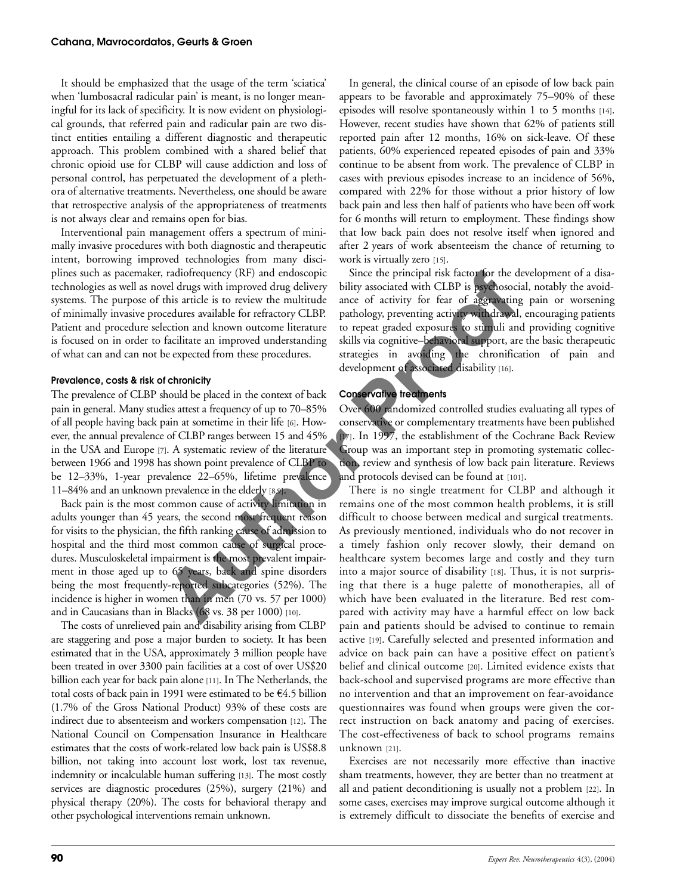It should be emphasized that the usage of the term 'sciatica' when 'lumbosacral radicular pain' is meant, is no longer meaningful for its lack of specificity. It is now evident on physiological grounds, that referred pain and radicular pain are two distinct entities entailing a different diagnostic and therapeutic approach. This problem combined with a shared belief that chronic opioid use for CLBP will cause addiction and loss of personal control, has perpetuated the development of a plethora of alternative treatments. Nevertheless, one should be aware that retrospective analysis of the appropriateness of treatments is not always clear and remains open for bias.

Interventional pain management offers a spectrum of minimally invasive procedures with both diagnostic and therapeutic intent, borrowing improved technologies from many disciplines such as pacemaker, radiofrequency (RF) and endoscopic technologies as well as novel drugs with improved drug delivery systems. The purpose of this article is to review the multitude of minimally invasive procedures available for refractory CLBP. Patient and procedure selection and known outcome literature is focused on in order to facilitate an improved understanding of what can and can not be expected from these procedures.

### Prevalence, costs & risk of chronicity

The prevalence of CLBP should be placed in the context of back pain in general. Many studies attest a frequency of up to 70–85% of all people having back pain at sometime in their life [6]. However, the annual prevalence of CLBP ranges between 15 and 45% in the USA and Europe [7]. A systematic review of the literature between 1966 and 1998 has shown point prevalence of CLBP to be 12–33%, 1-year prevalence 22–65%, lifetime prevalence 11–84% and an unknown prevalence in the elderly [8,9].

Back pain is the most common cause of activity limitation in adults younger than 45 years, the second most frequent reason for visits to the physician, the fifth ranking cause of admission to hospital and the third most common cause of surgical procedures. Musculoskeletal impairment is the most prevalent impairment in those aged up to 65 years, back and spine disorders being the most frequently-reported subcategories (52%). The incidence is higher in women than in men (70 vs. 57 per 1000) and in Caucasians than in Blacks (68 vs. 38 per 1000) [10].

The costs of unrelieved pain and disability arising from CLBP are staggering and pose a major burden to society. It has been estimated that in the USA, approximately 3 million people have been treated in over 3300 pain facilities at a cost of over US$20 billion each year for back pain alone [11]. In The Netherlands, the total costs of back pain in 1991 were estimated to be €4.5 billion (1.7% of the Gross National Product) 93% of these costs are indirect due to absenteeism and workers compensation [12]. The National Council on Compensation Insurance in Healthcare estimates that the costs of work-related low back pain is US$8.8 billion, not taking into account lost work, lost tax revenue, indemnity or incalculable human suffering [13]. The most costly services are diagnostic procedures (25%), surgery (21%) and physical therapy (20%). The costs for behavioral therapy and other psychological interventions remain unknown.

In general, the clinical course of an episode of low back pain appears to be favorable and approximately 75–90% of these episodes will resolve spontaneously within 1 to 5 months [14]. However, recent studies have shown that 62% of patients still reported pain after 12 months, 16% on sick-leave. Of these patients, 60% experienced repeated episodes of pain and 33% continue to be absent from work. The prevalence of CLBP in cases with previous episodes increase to an incidence of 56%, compared with 22% for those without a prior history of low back pain and less then half of patients who have been off work for 6 months will return to employment. These findings show that low back pain does not resolve itself when ignored and after 2 years of work absenteeism the chance of returning to work is virtually zero [15].

Since the principal risk factor for the development of a disability associated with CLBP is psychosocial, notably the avoidance of activity for fear of aggravating pain or worsening pathology, preventing activity withdrawal, encouraging patients to repeat graded exposures to stimuli and providing cognitive skills via cognitive–behavioral support, are the basic therapeutic strategies in avoiding the chronification of pain and development of associated disability [16].

### Conservative treatments

Over 600 randomized controlled studies evaluating all types of conservative or complementary treatments have been published [17]. In 1997, the establishment of the Cochrane Back Review Group was an important step in promoting systematic collection, review and synthesis of low back pain literature. Reviews and protocols devised can be found at [101].

There is no single treatment for CLBP and although it remains one of the most common health problems, it is still difficult to choose between medical and surgical treatments. As previously mentioned, individuals who do not recover in a timely fashion only recover slowly, their demand on healthcare system becomes large and costly and they turn into a major source of disability [18]. Thus, it is not surprising that there is a huge palette of monotherapies, all of which have been evaluated in the literature. Bed rest compared with activity may have a harmful effect on low back pain and patients should be advised to continue to remain active [19]. Carefully selected and presented information and advice on back pain can have a positive effect on patient's belief and clinical outcome [20]. Limited evidence exists that back-school and supervised programs are more effective than no intervention and that an improvement on fear-avoidance questionnaires was found when groups were given the correct instruction on back anatomy and pacing of exercises. The cost-effectiveness of back to school programs remains unknown [21].

Exercises are not necessarily more effective than inactive sham treatments, however, they are better than no treatment at all and patient deconditioning is usually not a problem [22]. In some cases, exercises may improve surgical outcome although it is extremely difficult to dissociate the benefits of exercise and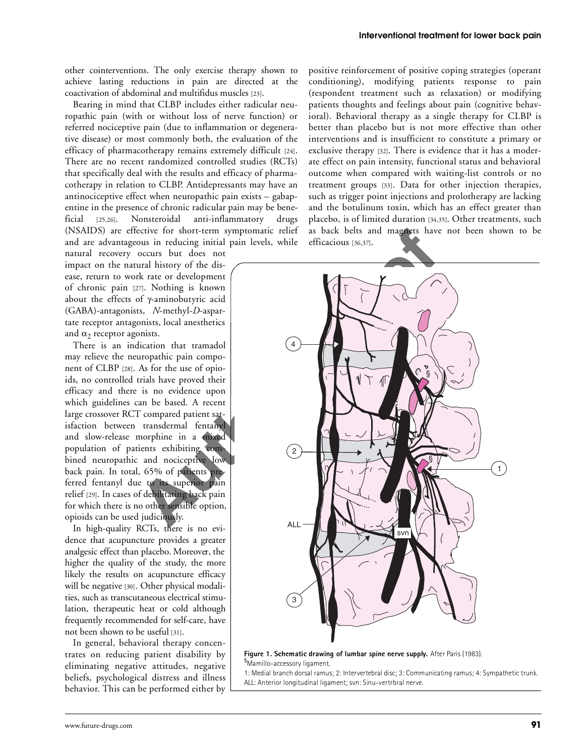other cointerventions. The only exercise therapy shown to achieve lasting reductions in pain are directed at the coactivation of abdominal and multifidus muscles [23].

Bearing in mind that CLBP includes either radicular neuropathic pain (with or without loss of nerve function) or referred nociceptive pain (due to inflammation or degenerative disease) or most commonly both, the evaluation of the efficacy of pharmacotherapy remains extremely difficult [24]. There are no recent randomized controlled studies (RCTs) that specifically deal with the results and efficacy of pharmacotherapy in relation to CLBP. Antidepressants may have an antinociceptive effect when neuropathic pain exists – gabapentine in the presence of chronic radicular pain may be beneficial [25,26]. Nonsteroidal anti-inflammatory drugs (NSAIDS) are effective for short-term symptomatic relief and are advantageous in reducing initial pain levels, while natural recovery occurs but does not impact on the natural history of the disease, return to work rate or development of chronic pain [27]. Nothing is known about the effects of γ-aminobutyric acid (GABA)-antagonists, *N*-methyl-*D*-aspartate receptor antagonists, local anesthetics and $\alpha_2$ receptor agonists.

There is an indication that tramadol may relieve the neuropathic pain component of CLBP [28]. As for the use of opioids, no controlled trials have proved their efficacy and there is no evidence upon which guidelines can be based. A recent large crossover RCT compared patient satisfaction between transdermal fentanyl and slow-release morphine in a mixed population of patients exhibiting combined neuropathic and nociceptive low back pain. In total, 65% of patients preferred fentanyl due to its superior pain relief [29]. In cases of debilitating back pain for which there is no other sensible option, opioids can be used judiciously.

In high-quality RCTs, there is no evidence that acupuncture provides a greater analgesic effect than placebo. Moreover, the higher the quality of the study, the more likely the results on acupuncture efficacy will be negative [30]. Other physical modalities, such as transcutaneous electrical stimulation, therapeutic heat or cold although frequently recommended for self-care, have not been shown to be useful [31].

In general, behavioral therapy concentrates on reducing patient disability by eliminating negative attitudes, negative beliefs, psychological distress and illness behavior. This can be performed either by positive reinforcement of positive coping strategies (operant conditioning), modifying patients response to pain (respondent treatment such as relaxation) or modifying patients thoughts and feelings about pain (cognitive behavioral). Behavioral therapy as a single therapy for CLBP is better than placebo but is not more effective than other interventions and is insufficient to constitute a primary or exclusive therapy [32]. There is evidence that it has a moderate effect on pain intensity, functional status and behavioral outcome when compared with waiting-list controls or no treatment groups [33]. Data for other injection therapies, such as trigger point injections and prolotherapy are lacking and the botulinum toxin, which has an effect greater than placebo, is of limited duration [34,35]. Other treatments, such as back belts and magnets have not been shown to be efficacious [36,37].

**Figure 1. Schematic drawing of lumbar spine nerve supply.** After Paris (1983).
[§]Mamillo-accessory ligament.
1: Medial branch dorsal ramus; 2: Intervertebral disc; 3: Communicating ramus; 4: Sympathetic trunk.
ALL: Anterior longitudinal ligament; svn: Sinu-vertrbral nerve.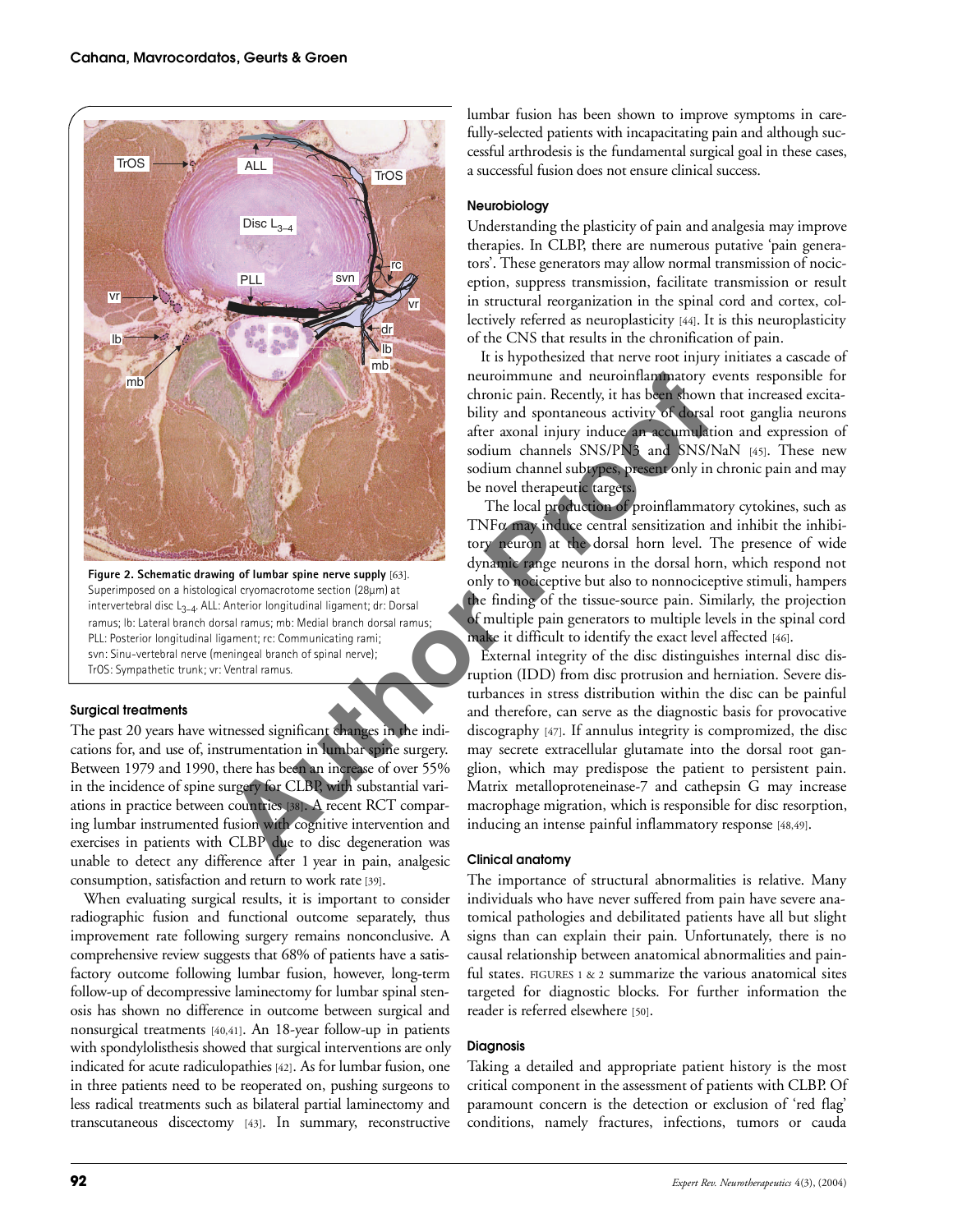Figure 2. Schematic drawing of lumbar spine nerve supply [63]. Superimposed on a histological cryomacrotome section (28µm) at intervertebral disc $L_{3-4}$. ALL: Anterior longitudinal ligament; dr: Dorsal ramus; lb: Lateral branch dorsal ramus; mb: Medial branch dorsal ramus; PLL: Posterior longitudinal ligament; rc: Communicating rami; svn: Sinu-vertebral nerve (meningeal branch of spinal nerve); TrOS: Sympathetic trunk; vr: Ventral ramus.

### Surgical treatments

The past 20 years have witnessed significant changes in the indications for, and use of, instrumentation in lumbar spine surgery. Between 1979 and 1990, there has been an increase of over 55% in the incidence of spine surgery for CLBP, with substantial variations in practice between countries [38]. A recent RCT comparing lumbar instrumented fusion with cognitive intervention and exercises in patients with CLBP due to disc degeneration was unable to detect any difference after 1 year in pain, analgesic consumption, satisfaction and return to work rate [39].

When evaluating surgical results, it is important to consider radiographic fusion and functional outcome separately, thus improvement rate following surgery remains nonconclusive. A comprehensive review suggests that 68% of patients have a satisfactory outcome following lumbar fusion, however, long-term follow-up of decompressive laminectomy for lumbar spinal stenosis has shown no difference in outcome between surgical and nonsurgical treatments [40,41]. An 18-year follow-up in patients with spondylolisthesis showed that surgical interventions are only indicated for acute radiculopathies [42]. As for lumbar fusion, one in three patients need to be reoperated on, pushing surgeons to less radical treatments such as bilateral partial laminectomy and transcutaneous discectomy [43]. In summary, reconstructive lumbar fusion has been shown to improve symptoms in carefully-selected patients with incapacitating pain and although successful arthrodesis is the fundamental surgical goal in these cases, a successful fusion does not ensure clinical success.

### Neurobiology

Understanding the plasticity of pain and analgesia may improve therapies. In CLBP, there are numerous putative 'pain generators'. These generators may allow normal transmission of nociception, suppress transmission, facilitate transmission or result in structural reorganization in the spinal cord and cortex, collectively referred to as neuroplasticity [44]. It is this neuroplasticity of the CNS that results in the chronification of pain.

It is hypothesized that nerve root injury initiates a cascade of neuroimmune and neuroinflammatory events responsible for chronic pain. Recently, it has been shown that increased excitability and spontaneous activity of dorsal root ganglia neurons after axonal injury induce an accumulation and expression of sodium channels SNS/PN3 and SNS/NaN [45]. These new sodium channel subtypes, present only in chronic pain and may be novel therapeutic targets.

The local production of proinflammatory cytokines, such as TNF$\alpha$ may induce central sensitization and inhibit the inhibitory neuron at the dorsal horn level. The presence of wide dynamic range neurons in the dorsal horn, which respond not only to nociceptive but also to nonnociceptive stimuli, hampers the finding of the tissue-source pain. Similarly, the projection of multiple pain generators to multiple levels in the spinal cord make it difficult to identify the exact level affected [46].

External integrity of the disc distinguishes internal disc disruption (IDD) from disc protrusion and herniation. Severe disturbances in stress distribution within the disc can be painful and therefore, can serve as the diagnostic basis for provocative discography [47]. If annulus integrity is compromized, the disc may secrete extracellular glutamate into the dorsal root ganglion, which may predispose the patient to persistent pain. Matrix metalloproteneinase-7 and cathepsin G may increase macrophage migration, which is responsible for disc resorption, inducing an intense painful inflammatory response [48,49].

### Clinical anatomy

The importance of structural abnormalities is relative. Many individuals who have never suffered from pain have severe anatomical pathologies and debilitated patients have all but slight signs than can explain their pain. Unfortunately, there is no causal relationship between anatomical abnormalities and painful states. FIGURES 1 & 2 summarize the various anatomical sites targeted for diagnostic blocks. For further information the reader is referred elsewhere [50].

### Diagnosis

Taking a detailed and appropriate patient history is the most critical component in the assessment of patients with CLBP. Of paramount concern is the detection or exclusion of 'red flag' conditions, namely fractures, infections, tumors or cauda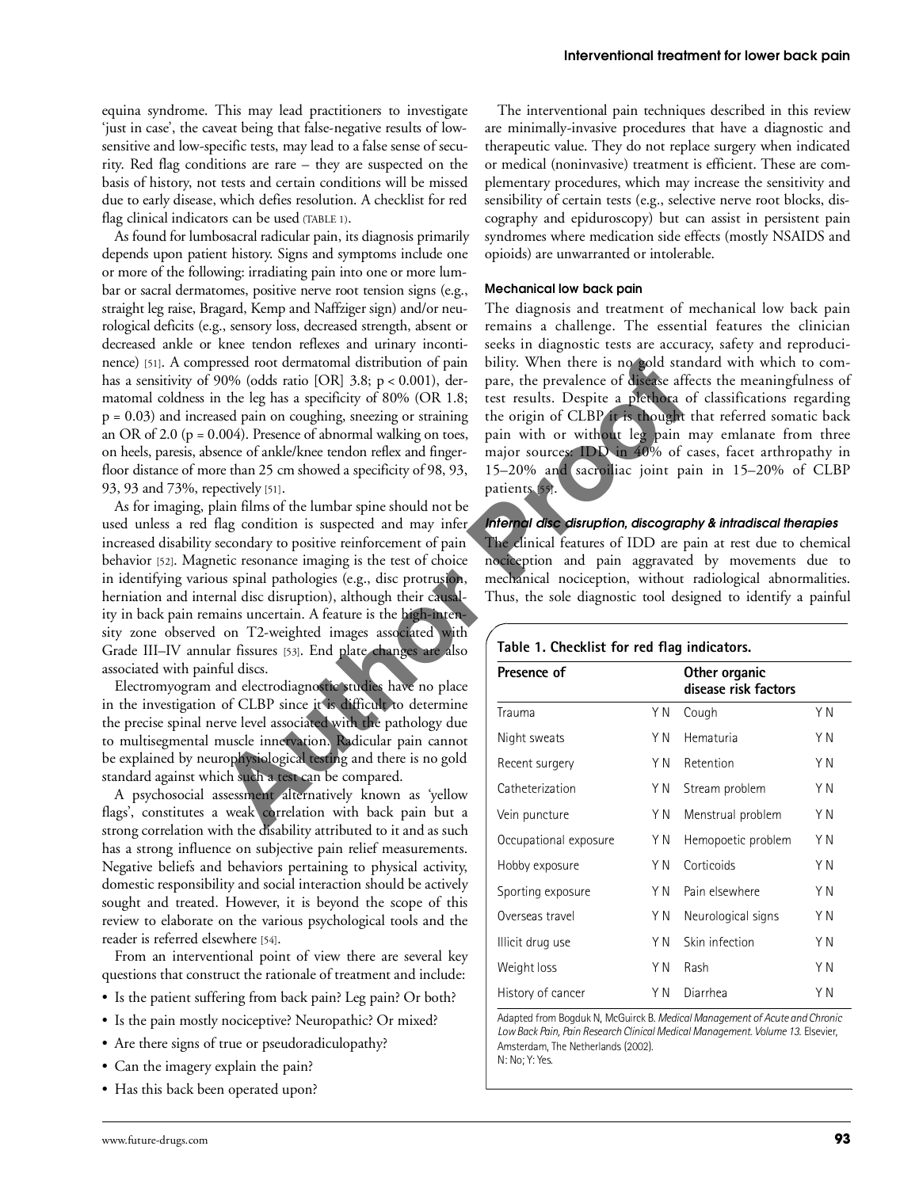equina syndrome. This may lead practitioners to investigate 'just in case', the caveat being that false-negative results of low-sensitive and low-specific tests, may lead to a false sense of security. Red flag conditions are rare – they are suspected on the basis of history, not tests and certain conditions will be missed due to early disease, which defies resolution. A checklist for red flag clinical indicators can be used (TABLE 1).

As found for lumbosacral radicular pain, its diagnosis primarily depends upon patient history. Signs and symptoms include one or more of the following: irradiating pain into one or more lumbar or sacral dermatomes, positive nerve root tension signs (e.g., straight leg raise, Bragard, Kemp and Naffziger sign) and/or neurological deficits (e.g., sensory loss, decreased strength, absent or decreased ankle or knee tendon reflexes and urinary incontinence) [51]. A compressed root dermatomal distribution of pain has a sensitivity of 90% (odds ratio [OR] 3.8; $p < 0.001$), dermatomal coldness in the leg has a specificity of 80% (OR 1.8; $p = 0.03$) and increased pain on coughing, sneezing or straining an OR of 2.0 ($p = 0.004$). Presence of abnormal walking on toes, on heels, paresis, absence of ankle/knee tendon reflex and finger-floor distance of more than 25 cm showed a specificity of 98, 93, 93, 93 and 73%, respectively [51].

As for imaging, plain films of the lumbar spine should not be used unless a red flag condition is suspected and may infer increased disability secondary to positive reinforcement of pain behavior [52]. Magnetic resonance imaging is the test of choice in identifying various spinal pathologies (e.g., disc protrusion, herniation and internal disc disruption), although their causality in back pain remains uncertain. A feature is the high-intensity zone observed on T2-weighted images associated with Grade III–IV annular fissures [53]. End plate changes are also associated with painful discs.

Electromyogram and electrodiagnostic studies have no place in the investigation of CLBP since it is difficult to determine the precise spinal nerve level associated with the pathology due to multisegmental muscle innervation. Radicular pain cannot be explained by neurophysiological testing and there is no gold standard against which such a test can be compared.

A psychosocial assessment alternatively known as 'yellow flags', constitutes a weak correlation with back pain but a strong correlation with the disability attributed to it and as such has a strong influence on subjective pain relief measurements. Negative beliefs and behaviors pertaining to physical activity, domestic responsibility and social interaction should be actively sought and treated. However, it is beyond the scope of this review to elaborate on the various psychological tools and the reader is referred elsewhere [54].

From an interventional point of view there are several key questions that construct the rationale of treatment and include:

- Is the patient suffering from back pain? Leg pain? Or both?
- Is the pain mostly nociceptive? Neuropathic? Or mixed?
- Are there signs of true or pseudoradiculopathy?
- Can the imagery explain the pain?
- Has this back been operated upon?

The interventional pain techniques described in this review are minimally-invasive procedures that have a diagnostic and therapeutic value. They do not replace surgery when indicated or medical (noninvasive) treatment is efficient. These are complementary procedures, which may increase the sensitivity and sensibility of certain tests (e.g., selective nerve root blocks, discography and epiduroscopy) but can assist in persistent pain syndromes where medication side effects (mostly NSAIDS and opioids) are unwarranted or intolerable.

### Mechanical low back pain

The diagnosis and treatment of mechanical low back pain remains a challenge. The essential features the clinician seeks in diagnostic tests are accuracy, safety and reproducibility. When there is no gold standard with which to compare, the prevalence of disease affects the meaningfulness of test results. Despite a plethora of classifications regarding the origin of CLBP it is thought that referred somatic back pain with or without leg pain may emlanate from three major sources: IDD in 40% of cases, facet arthropathy in 15–20% and sacroiliac joint pain in 15–20% of CLBP patients [55].

#### *Internal disc disruption, discography & intradiscal therapies*

The clinical features of IDD are pain at rest due to chemical nociception and pain aggravated by movements due to mechanical nociception, without radiological abnormalities. Thus, the sole diagnostic tool designed to identify a painful

**Table 1. Checklist for red flag indicators.**

| Presence of | | Other organic disease risk factors | |
|---|---|---|---|
| Trauma | Y N | Cough | Y N |
| Night sweats | Y N | Hematuria | Y N |
| Recent surgery | Y N | Retention | Y N |
| Catheterization | Y N | Stream problem | Y N |
| Vein puncture | Y N | Menstrual problem | Y N |
| Occupational exposure | Y N | Hemopoetic problem | Y N |
| Hobby exposure | Y N | Corticoids | Y N |
| Sporting exposure | Y N | Pain elsewhere | Y N |
| Overseas travel | Y N | Neurological signs | Y N |
| Illicit drug use | Y N | Skin infection | Y N |
| Weight loss | Y N | Rash | Y N |
| History of cancer | Y N | Diarrhea | Y N |

Adapted from Bogduk N, McGuirck B. *Medical Management of Acute and Chronic Low Back Pain, Pain Research Clinical Medical Management. Volume 13.* Elsevier, Amsterdam, The Netherlands (2002).
N: No; Y: Yes.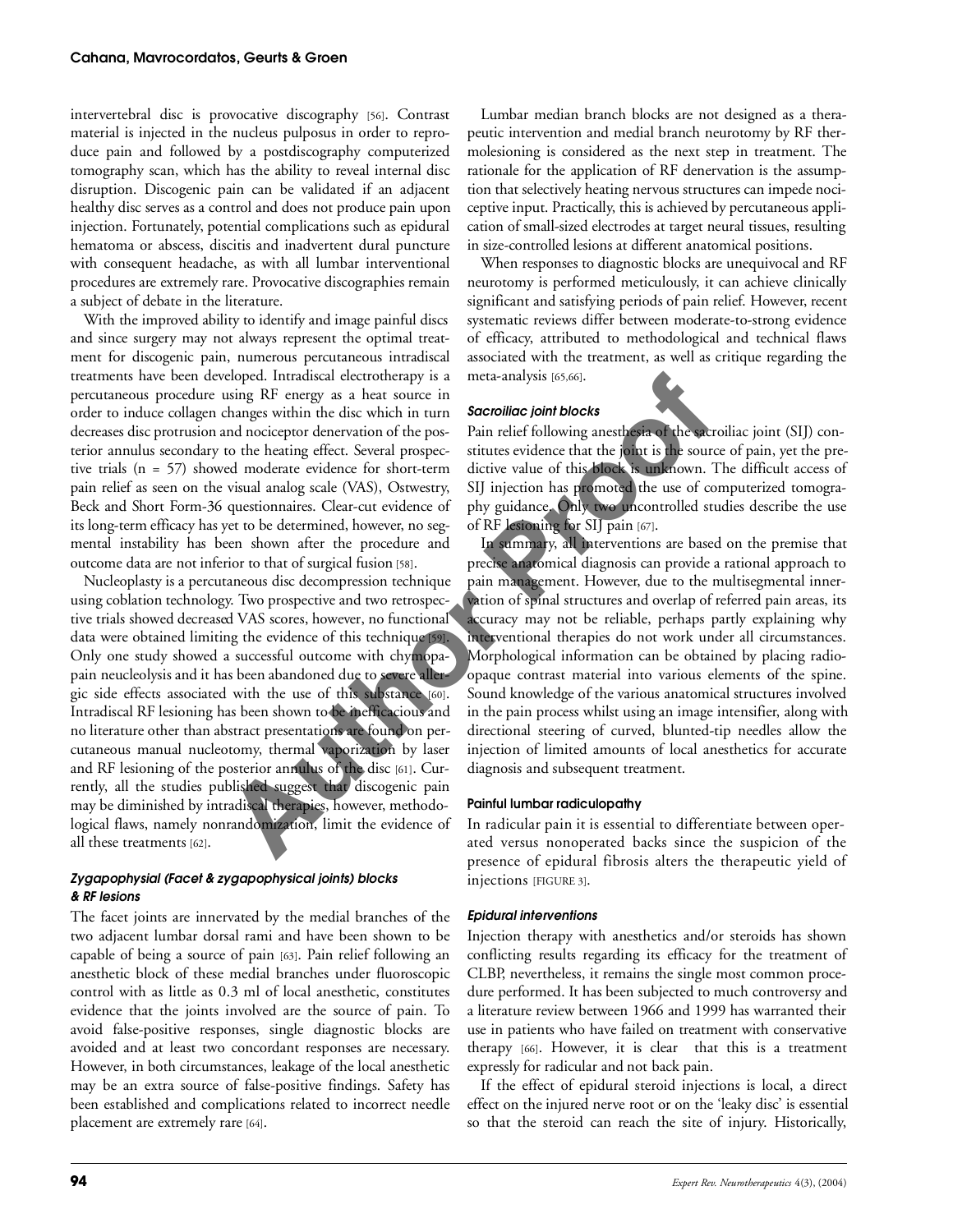intervertebral disc is provocative discography [56]. Contrast material is injected in the nucleus pulposus in order to reproduce pain and followed by a postdiscography computerized tomography scan, which has the ability to reveal internal disc disruption. Discogenic pain can be validated if an adjacent healthy disc serves as a control and does not produce pain upon injection. Fortunately, potential complications such as epidural hematoma or abscess, discitis and inadvertent dural puncture with consequent headache, as with all lumbar interventional procedures are extremely rare. Provocative discographies remain a subject of debate in the literature.

With the improved ability to identify and image painful discs and since surgery may not always represent the optimal treatment for discogenic pain, numerous percutaneous intradiscal treatments have been developed. Intradiscal electrotherapy is a percutaneous procedure using RF energy as a heat source in order to induce collagen changes within the disc which in turn decreases disc protrusion and nociceptor denervation of the posterior annulus secondary to the heating effect. Several prospective trials (n = 57) showed moderate evidence for short-term pain relief as seen on the visual analog scale (VAS), Ostwestry, Beck and Short Form-36 questionnaires. Clear-cut evidence of its long-term efficacy has yet to be determined, however, no segmental instability has been shown after the procedure and outcome data are not inferior to that of surgical fusion [58].

Nucleoplasty is a percutaneous disc decompression technique using coblation technology. Two prospective and two retrospective trials showed decreased VAS scores, however, no functional data were obtained limiting the evidence of this technique [59]. Only one study showed a successful outcome with chymopapain neucleolysis and it has been abandoned due to severe allergic side effects associated with the use of this substance [60]. Intradiscal RF lesioning has been shown to be inefficacious and no literature other than abstract presentations are found on percutaneous manual nucleotomy, thermal vaporization by laser and RF lesioning of the posterior annulus of the disc [61]. Currently, all the studies published suggest that discogenic pain may be diminished by intradiscal therapies, however, methodological flaws, namely nonrandomization, limit the evidence of all these treatments [62].

### *Zygapophysial (Facet & zygapophysical joints) blocks & RF lesions*

The facet joints are innervated by the medial branches of the two adjacent lumbar dorsal rami and have been shown to be capable of being a source of pain [63]. Pain relief following an anesthetic block of these medial branches under fluoroscopic control with as little as 0.3 ml of local anesthetic, constitutes evidence that the joints involved are the source of pain. To avoid false-positive responses, single diagnostic blocks are avoided and at least two concordant responses are necessary. However, in both circumstances, leakage of the local anesthetic may be an extra source of false-positive findings. Safety has been established and complications related to incorrect needle placement are extremely rare [64].

Lumbar median branch blocks are not designed as a therapeutic intervention and medial branch neurotomy by RF thermolesioning is considered as the next step in treatment. The rationale for the application of RF denervation is the assumption that selectively heating nervous structures can impede nociceptive input. Practically, this is achieved by percutaneous application of small-sized electrodes at target neural tissues, resulting in size-controlled lesions at different anatomical positions.

When responses to diagnostic blocks are unequivocal and RF neurotomy is performed meticulously, it can achieve clinically significant and satisfying periods of pain relief. However, recent systematic reviews differ between moderate-to-strong evidence of efficacy, attributed to methodological and technical flaws associated with the treatment, as well as critique regarding the meta-analysis [65,66].

### *Sacroiliac joint blocks*

Pain relief following anesthesia of the sacroiliac joint (SIJ) constitutes evidence that the joint is the source of pain, yet the predictive value of this block is unknown. The difficult access of SIJ injection has promoted the use of computerized tomography guidance. Only two uncontrolled studies describe the use of RF lesioning for SIJ pain [67].

In summary, all interventions are based on the premise that precise anatomical diagnosis can provide a rational approach to pain management. However, due to the multisegmental innervation of spinal structures and overlap of referred pain areas, its accuracy may not be reliable, perhaps partly explaining why interventional therapies do not work under all circumstances. Morphological information can be obtained by placing radioopaque contrast material into various elements of the spine. Sound knowledge of the various anatomical structures involved in the pain process whilst using an image intensifier, along with directional steering of curved, blunted-tip needles allow the injection of limited amounts of local anesthetics for accurate diagnosis and subsequent treatment.

### Painful lumbar radiculopathy

In radicular pain it is essential to differentiate between operated versus nonoperated backs since the suspicion of the presence of epidural fibrosis alters the therapeutic yield of injections [FIGURE 3].

### *Epidural interventions*

Injection therapy with anesthetics and/or steroids has shown conflicting results regarding its efficacy for the treatment of CLBP, nevertheless, it remains the single most common procedure performed. It has been subjected to much controversy and a literature review between 1966 and 1999 has warranted their use in patients who have failed on treatment with conservative therapy [66]. However, it is clear that this is a treatment expressly for radicular and not back pain.

If the effect of epidural steroid injections is local, a direct effect on the injured nerve root or on the 'leaky disc' is essential so that the steroid can reach the site of injury. Historically,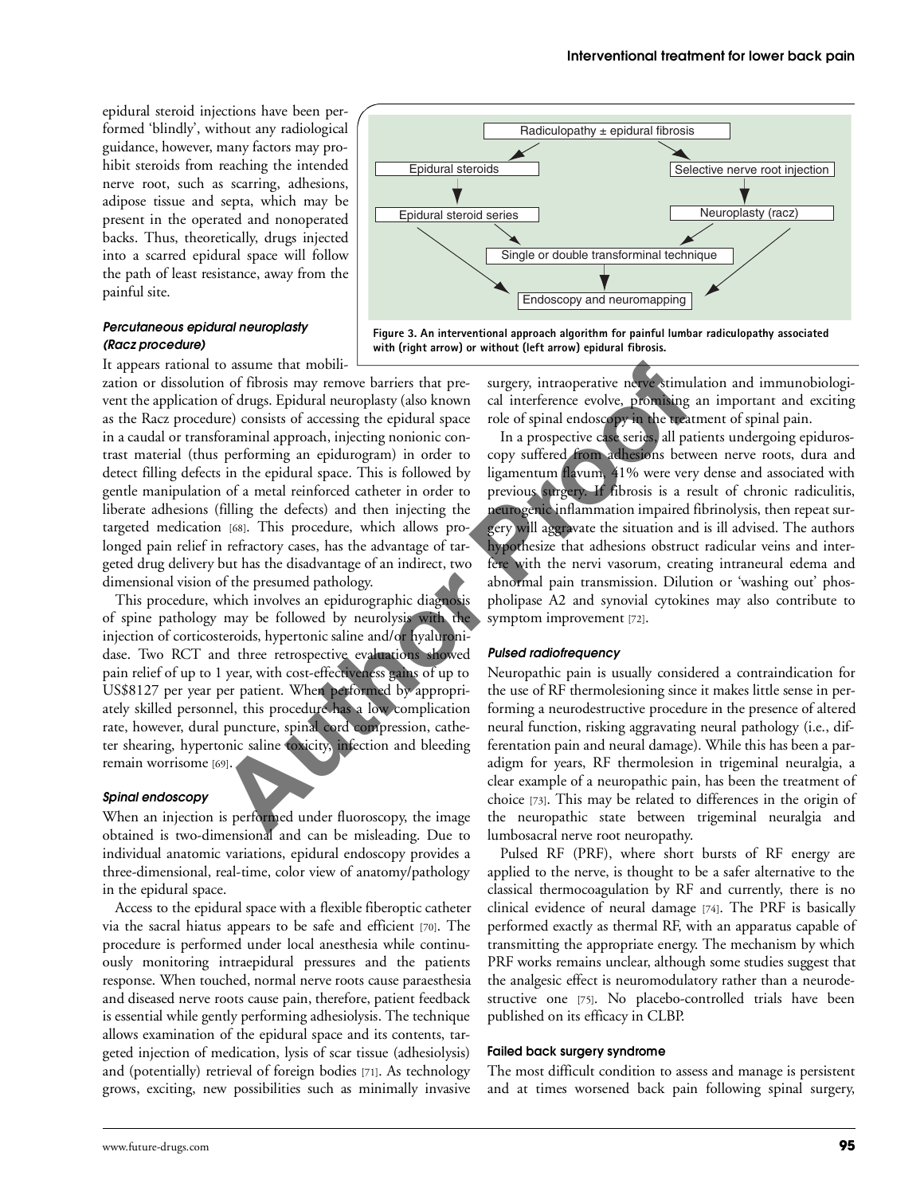epidural steroid injections have been performed 'blindly', without any radiological guidance, however, many factors may prohibit steroids from reaching the intended nerve root, such as scarring, adhesions, adipose tissue and septa, which may be present in the operated and nonoperated backs. Thus, theoretically, drugs injected into a scarred epidural space will follow the path of least resistance, away from the painful site.

**Figure 3. An interventional approach algorithm for painful lumbar radiculopathy associated with (right arrow) or without (left arrow) epidural fibrosis.**

### *Percutaneous epidural neuroplasty (Racz procedure)*

It appears rational to assume that mobilization or dissolution of fibrosis may remove barriers that prevent the application of drugs. Epidural neuroplasty (also known as the Racz procedure) consists of accessing the epidural space in a caudal or transforaminal approach, injecting nonionic contrast material (thus performing an epidurogram) in order to detect filling defects in the epidural space. This is followed by gentle manipulation of a metal reinforced catheter in order to liberate adhesions (filling the defects) and then injecting the targeted medication [68]. This procedure, which allows prolonged pain relief in refractory cases, has the advantage of targeted drug delivery but has the disadvantage of an indirect, two dimensional vision of the presumed pathology.

This procedure, which involves an epidurographic diagnosis of spine pathology may be followed by neurolysis with the injection of corticosteroids, hypertonic saline and/or hyaluronidase. Two RCT and three retrospective evaluations showed pain relief of up to 1 year, with cost-effectiveness gains of up to US$8127 per year per patient. When performed by appropriately skilled personnel, this procedure has a low complication rate, however, dural puncture, spinal cord compression, catheter shearing, hypertonic saline toxicity, infection and bleeding remain worrisome [69].

### *Spinal endoscopy*

When an injection is performed under fluoroscopy, the image obtained is two-dimensional and can be misleading. Due to individual anatomic variations, epidural endoscopy provides a three-dimensional, real-time, color view of anatomy/pathology in the epidural space.

Access to the epidural space with a flexible fiberoptic catheter via the sacral hiatus appears to be safe and efficient [70]. The procedure is performed under local anesthesia while continuously monitoring intraepidural pressures and the patients response. When touched, normal nerve roots cause paraesthesia and diseased nerve roots cause pain, therefore, patient feedback is essential while gently performing adhesiolysis. The technique allows examination of the epidural space and its contents, targeted injection of medication, lysis of scar tissue (adhesiolysis) and (potentially) retrieval of foreign bodies [71]. As technology grows, exciting, new possibilities such as minimally invasive surgery, intraoperative nerve stimulation and immunobiological interference evolve, promising an important and exciting role of spinal endoscopy in the treatment of spinal pain.

In a prospective case series, all patients undergoing epiduroscopy suffered from adhesions between nerve roots, dura and ligamentum flavum, 41% were very dense and associated with previous surgery. If fibrosis is a result of chronic radiculitis, neurogenic inflammation impaired fibrinolysis, then repeat surgery will aggravate the situation and is ill advised. The authors hypothesize that adhesions obstruct radicular veins and interfere with the nervi vasorum, creating intraneural edema and abnormal pain transmission. Dilution or 'washing out' phospholipase A2 and synovial cytokines may also contribute to symptom improvement [72].

### *Pulsed radiofrequency*

Neuropathic pain is usually considered a contraindication for the use of RF thermolesioning since it makes little sense in performing a neurodestructive procedure in the presence of altered neural function, risking aggravating neural pathology (i.e., differentation pain and neural damage). While this has been a paradigm for years, RF thermolesion in trigeminal neuralgia, a clear example of a neuropathic pain, has been the treatment of choice [73]. This may be related to differences in the origin of the neuropathic state between trigeminal neuralgia and lumbosacral nerve root neuropathy.

Pulsed RF (PRF), where short bursts of RF energy are applied to the nerve, is thought to be a safer alternative to the classical thermocoagulation by RF and currently, there is no clinical evidence of neural damage [74]. The PRF is basically performed exactly as thermal RF, with an apparatus capable of transmitting the appropriate energy. The mechanism by which PRF works remains unclear, although some studies suggest that the analgesic effect is neuromodulatory rather than a neurodestructive one [75]. No placebo-controlled trials have been published on its efficacy in CLBP.

### Failed back surgery syndrome

The most difficult condition to assess and manage is persistent and at times worsened back pain following spinal surgery,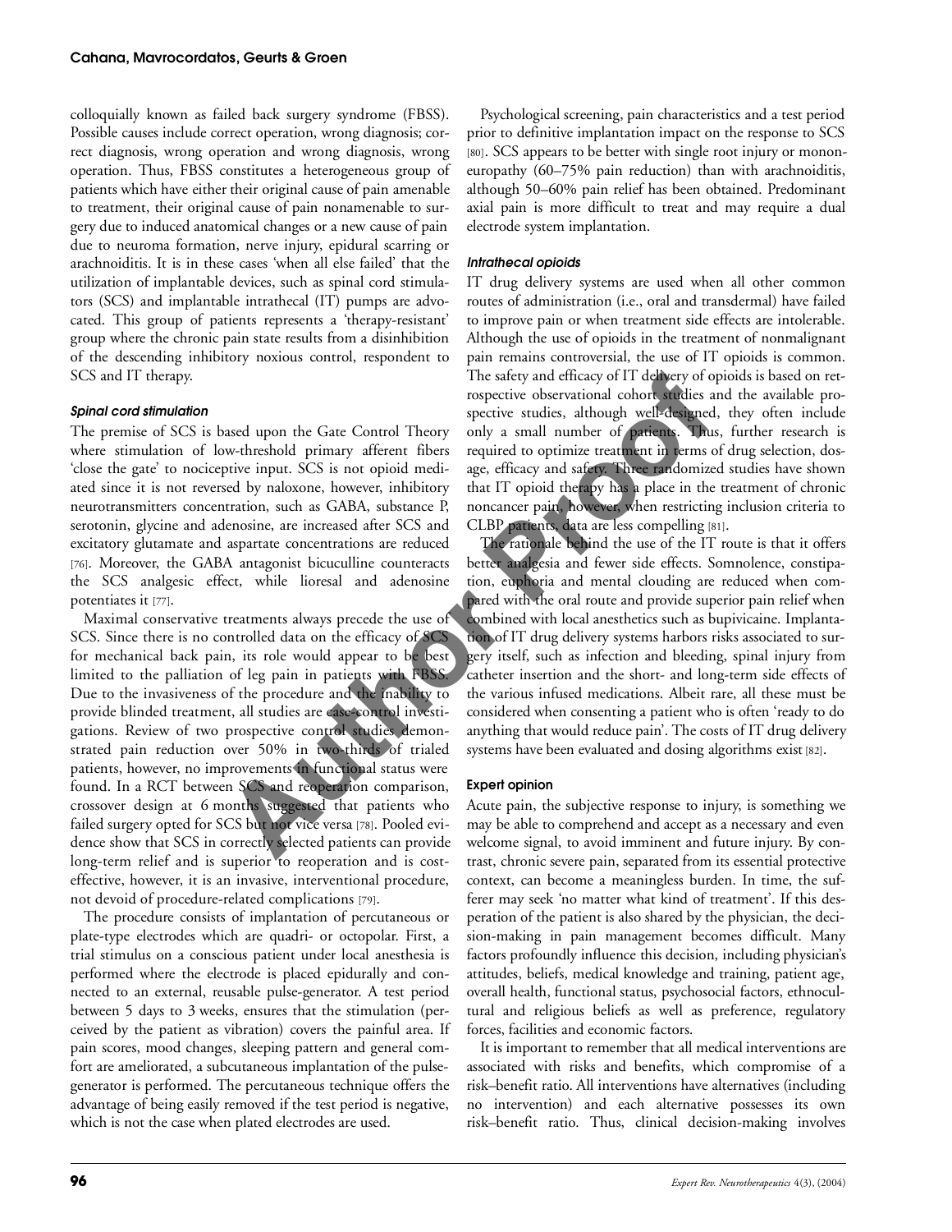colloquially known as failed back surgery syndrome (FBSS). Possible causes include correct operation, wrong diagnosis; correct diagnosis, wrong operation and wrong diagnosis, wrong operation. Thus, FBSS constitutes a heterogeneous group of patients which have either their original cause of pain amenable to treatment, their original cause of pain nonamenable to surgery due to induced anatomical changes or a new cause of pain due to neuroma formation, nerve injury, epidural scarring or arachnoiditis. It is in these cases 'when all else failed' that the utilization of implantable devices, such as spinal cord stimulators (SCS) and implantable intrathecal (IT) pumps are advocated. This group of patients represents a 'therapy-resistant' group where the chronic pain state results from a disinhibition of the descending inhibitory noxious control, respondent to SCS and IT therapy.

#### *Spinal cord stimulation*

The premise of SCS is based upon the Gate Control Theory where stimulation of low-threshold primary afferent fibers 'close the gate' to nociceptive input. SCS is not opioid mediated since it is not reversed by naloxone, however, inhibitory neurotransmitters concentration, such as GABA, substance P, serotonin, glycine and adenosine, are increased after SCS and excitatory glutamate and aspartate concentrations are reduced [76]. Moreover, the GABA antagonist bicuculline counteracts the SCS analgesic effect, while lioresal and adenosine potentiates it [77].

Maximal conservative treatments always precede the use of SCS. Since there is no controlled data on the efficacy of SCS for mechanical back pain, its role would appear to be best limited to the palliation of leg pain in patients with FBSS. Due to the invasiveness of the procedure and the inability to provide blinded treatment, all studies are case-control investigations. Review of two prospective control studies demonstrated pain reduction over 50% in two-thirds of trialed patients, however, no improvements in functional status were found. In a RCT between SCS and reoperation comparison, crossover design at 6 months suggested that patients who failed surgery opted for SCS but not vice versa [78]. Pooled evidence show that SCS in correctly selected patients can provide long-term relief and is superior to reoperation and is cost-effective, however, it is an invasive, interventional procedure, not devoid of procedure-related complications [79].

The procedure consists of implantation of percutaneous or plate-type electrodes which are quadri- or octopolar. First, a trial stimulus on a conscious patient under local anesthesia is performed where the electrode is placed epidurally and connected to an external, reusable pulse-generator. A test period between 5 days to 3 weeks, ensures that the stimulation (perceived by the patient as vibration) covers the painful area. If pain scores, mood changes, sleeping pattern and general comfort are ameliorated, a subcutaneous implantation of the pulse-generator is performed. The percutaneous technique offers the advantage of being easily removed if the test period is negative, which is not the case when plated electrodes are used.

Psychological screening, pain characteristics and a test period prior to definitive implantation impact on the response to SCS [80]. SCS appears to be better with single root injury or mononeuropathy (60–75% pain reduction) than with arachnoiditis, although 50–60% pain relief has been obtained. Predominant axial pain is more difficult to treat and may require a dual electrode system implantation.

#### *Intrathecal opioids*

IT drug delivery systems are used when all other common routes of administration (i.e., oral and transdermal) have failed to improve pain or when treatment side effects are intolerable. Although the use of opioids in the treatment of nonmalignant pain remains controversial, the use of IT opioids is common. The safety and efficacy of IT delivery of opioids is based on retrospective observational cohort studies and the available prospective studies, although well-designed, they often include only a small number of patients. Thus, further research is required to optimize treatment in terms of drug selection, dosage, efficacy and safety. Three randomized studies have shown that IT opioid therapy has a place in the treatment of chronic noncancer pain, however, when restricting inclusion criteria to CLBP patients, data are less compelling [81].

The rationale behind the use of the IT route is that it offers better analgesia and fewer side effects. Somnolence, constipation, euphoria and mental clouding are reduced when compared with the oral route and provide superior pain relief when combined with local anesthetics such as bupivicaine. Implantation of IT drug delivery systems harbors risks associated to surgery itself, such as infection and bleeding, spinal injury from catheter insertion and the short- and long-term side effects of the various infused medications. Albeit rare, all these must be considered when consenting a patient who is often 'ready to do anything that would reduce pain'. The costs of IT drug delivery systems have been evaluated and dosing algorithms exist [82].

### Expert opinion

Acute pain, the subjective response to injury, is something we may be able to comprehend and accept as a necessary and even welcome signal, to avoid imminent and future injury. By contrast, chronic severe pain, separated from its essential protective context, can become a meaningless burden. In time, the sufferer may seek 'no matter what kind of treatment'. If this desperation of the patient is also shared by the physician, the decision-making in pain management becomes difficult. Many factors profoundly influence this decision, including physician's attitudes, beliefs, medical knowledge and training, patient age, overall health, functional status, psychosocial factors, ethnocultural and religious beliefs as well as preference, regulatory forces, facilities and economic factors.

It is important to remember that all medical interventions are associated with risks and benefits, which compromise of a risk–benefit ratio. All interventions have alternatives (including no intervention) and each alternative possesses its own risk–benefit ratio. Thus, clinical decision-making involves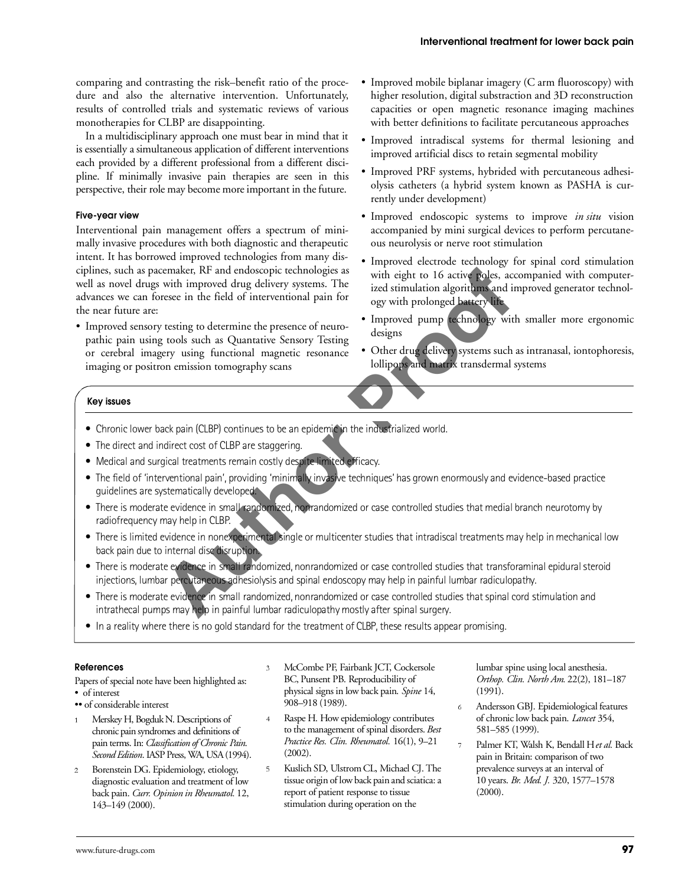comparing and contrasting the risk–benefit ratio of the procedure and also the alternative intervention. Unfortunately, results of controlled trials and systematic reviews of various monotherapies for CLBP are disappointing.

In a multidisciplinary approach one must bear in mind that it is essentially a simultaneous application of different interventions each provided by a different professional from a different discipline. If minimally invasive pain therapies are seen in this perspective, their role may become more important in the future.

### Five-year view

Interventional pain management offers a spectrum of minimally invasive procedures with both diagnostic and therapeutic intent. It has borrowed improved technologies from many disciplines, such as pacemaker, RF and endoscopic technologies as well as novel drugs with improved drug delivery systems. The advances we can foresee in the field of interventional pain for the near future are:

- Improved sensory testing to determine the presence of neuropathic pain using tools such as Quantative Sensory Testing or cerebral imagery using functional magnetic resonance imaging or positron emission tomography scans
- Improved mobile biplanar imagery (C arm fluoroscopy) with higher resolution, digital substraction and 3D reconstruction capacities or open magnetic resonance imaging machines with better definitions to facilitate percutaneous approaches
- Improved intradiscal systems for thermal lesioning and improved artificial discs to retain segmental mobility
- Improved PRF systems, hybrided with percutaneous adhesiolysis catheters (a hybrid system known as PASHA is currently under development)
- Improved endoscopic systems to improve *in situ* vision accompanied by mini surgical devices to perform percutaneous neurolysis or nerve root stimulation
- Improved electrode technology for spinal cord stimulation with eight to 16 active poles, accompanied with computerized stimulation algorithms and improved generator technology with prolonged battery life
- Improved pump technology with smaller more ergonomic designs
- Other drug delivery systems such as intranasal, iontophoresis, lollipops and matrix transdermal systems

### Key issues

- Chronic lower back pain (CLBP) continues to be an epidemic in the industrialized world.
- The direct and indirect cost of CLBP are staggering.
- Medical and surgical treatments remain costly despite limited efficacy.
- The field of 'interventional pain', providing 'minimally invasive techniques' has grown enormously and evidence-based practice guidelines are systematically developed.
- There is moderate evidence in small randomized, nonrandomized or case controlled studies that medial branch neurotomy by radiofrequency may help in CLBP.
- There is limited evidence in nonexperimental single or multicenter studies that intradiscal treatments may help in mechanical low back pain due to internal disc disruption.
- There is moderate evidence in small randomized, nonrandomized or case controlled studies that transforaminal epidural steroid injections, lumbar percutaneous adhesiolysis and spinal endoscopy may help in painful lumbar radiculopathy.
- There is moderate evidence in small randomized, nonrandomized or case controlled studies that spinal cord stimulation and intrathecal pumps may help in painful lumbar radiculopathy mostly after spinal surgery.
- In a reality where there is no gold standard for the treatment of CLBP, these results appear promising.

### References

Papers of special note have been highlighted as:
• of interest
•• of considerable interest

1. Merskey H, Bogduk N. Descriptions of chronic pain syndromes and definitions of pain terms. In: *Classification of Chronic Pain. Second Edition*. IASP Press, WA, USA (1994).
2. Borenstein DG. Epidemiology, etiology, diagnostic evaluation and treatment of low back pain. *Curr. Opinion in Rheumatol.* 12, 143–149 (2000).
3. McCombe PF, Fairbank JCT, Cockersole BC, Punsent PB. Reproducibility of physical signs in low back pain. *Spine* 14, 908–918 (1989).
4. Raspe H. How epidemiology contributes to the management of spinal disorders. *Best Practice Res. Clin. Rheumatol.* 16(1), 9–21 (2002).
5. Kuslich SD, Ulstrom CL, Michael CJ. The tissue origin of low back pain and sciatica: a report of patient response to tissue stimulation during operation on the lumbar spine using local anesthesia. *Orthop. Clin. North Am.* 22(2), 181–187 (1991).
6. Andersson GBJ. Epidemiological features of chronic low back pain. *Lancet* 354, 581–585 (1999).
7. Palmer KT, Walsh K, Bendall H *et al.* Back pain in Britain: comparison of two prevalence surveys at an interval of 10 years. *Br. Med. J.* 320, 1577–1578 (2000).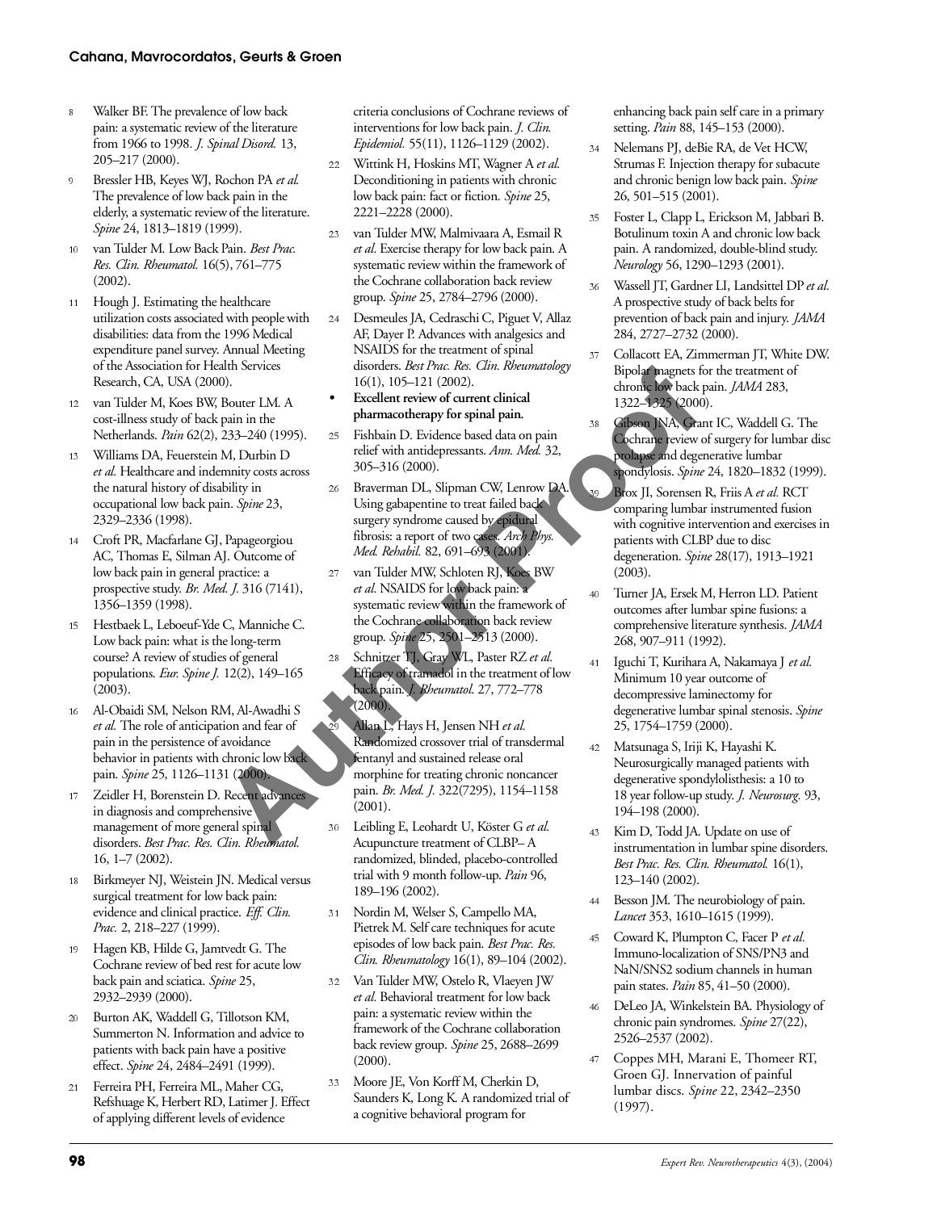8. Walker BF. The prevalence of low back pain: a systematic review of the literature from 1966 to 1998. *J. Spinal Disord.* 13, 205–217 (2000).
9. Bressler HB, Keyes WJ, Rochon PA *et al.* The prevalence of low back pain in the elderly, a systematic review of the literature. *Spine* 24, 1813–1819 (1999).
10. van Tulder M. Low Back Pain. *Best Prac. Res. Clin. Rheumatol.* 16(5), 761–775 (2002).
11. Hough J. Estimating the healthcare utilization costs associated with people with disabilities: data from the 1996 Medical expenditure panel survey. Annual Meeting of the Association for Health Services Research, CA, USA (2000).
12. van Tulder M, Koes BW, Bouter LM. A cost-illness study of back pain in the Netherlands. *Pain* 62(2), 233–240 (1995).
13. Williams DA, Feuerstein M, Durbin D *et al.* Healthcare and indemnity costs across the natural history of disability in occupational low back pain. *Spine* 23, 2329–2336 (1998).
14. Croft PR, Macfarlane GJ, Papageorgiou AC, Thomas E, Silman AJ. Outcome of low back pain in general practice: a prospective study. *Br. Med. J.* 316 (7141), 1356–1359 (1998).
15. Hestbaek L, Leboeuf-Yde C, Manniche C. Low back pain: what is the long-term course? A review of studies of general populations. *Eur. Spine J.* 12(2), 149–165 (2003).
16. Al-Obaidi SM, Nelson RM, Al-Awadhi S *et al.* The role of anticipation and fear of pain in the persistence of avoidance behavior in patients with chronic low back pain. *Spine* 25, 1126–1131 (2000).
17. Zeidler H, Borenstein D. Recent advances in diagnosis and comprehensive management of more general spinal disorders. *Best Prac. Res. Clin. Rheumatol.* 16, 1–7 (2002).
18. Birkmeyer NJ, Weistein JN. Medical versus surgical treatment for low back pain: evidence and clinical practice. *Eff. Clin. Prac.* 2, 218–227 (1999).
19. Hagen KB, Hilde G, Jamtvedt G. The Cochrane review of bed rest for acute low back pain and sciatica. *Spine* 25, 2932–2939 (2000).
20. Burton AK, Waddell G, Tillotson KM, Summerton N. Information and advice to patients with back pain have a positive effect. *Spine* 24, 2484–2491 (1999).
21. Ferreira PH, Ferreira ML, Maher CG, Refshuage K, Herbert RD, Latimer J. Effect of applying different levels of evidence criteria conclusions of Cochrane reviews of interventions for low back pain. *J. Clin. Epidemiol.* 55(11), 1126–1129 (2002).
22. Wittink H, Hoskins MT, Wagner A *et al.* Deconditioning in patients with chronic low back pain: fact or fiction. *Spine* 25, 2221–2228 (2000).
23. van Tulder MW, Malmivaara A, Esmail R *et al.* Exercise therapy for low back pain. A systematic review within the framework of the Cochrane collaboration back review group. *Spine* 25, 2784–2796 (2000).
24. Desmeules JA, Cedraschi C, Piguet V, Allaz AF, Dayer P. Advances with analgesics and NSAIDS for the treatment of spinal disorders. *Best Prac. Res. Clin. Rheumatology* 16(1), 105–121 (2002).
   - **Excellent review of current clinical pharmacotherapy for spinal pain.**
25. Fishbain D. Evidence based data on pain relief with antidepressants. *Ann. Med.* 32, 305–316 (2000).
26. Braverman DL, Slipman CW, Lenrow DA. Using gabapentine to treat failed back surgery syndrome caused by epidural fibrosis: a report of two cases. *Arch Phys. Med. Rehabil.* 82, 691–693 (2001).
27. van Tulder MW, Scholten RJ, Koes BW *et al.* NSAIDS for low back pain: a systematic review within the framework of the Cochrane collaboration back review group. *Spine* 25, 2501–2513 (2000).
28. Schnitzer TJ, Gray WL, Paster RZ *et al.* Efficacy of tramadol in the treatment of low back pain. *J. Rheumatol.* 27, 772–778 (2000).
29. Allan L, Hays H, Jensen NH *et al.* Randomized crossover trial of transdermal fentanyl and sustained release oral morphine for treating chronic noncancer pain. *Br. Med. J.* 322(7295), 1154–1158 (2001).
30. Leibling E, Leohardt U, Köster G *et al.* Acupuncture treatment of CLBP– A randomized, blinded, placebo-controlled trial with 9 month follow-up. *Pain* 96, 189–196 (2002).
31. Nordin M, Welser S, Campello MA, Pietrek M. Self care techniques for acute episodes of low back pain. *Best Prac. Res. Clin. Rheumatology* 16(1), 89–104 (2002).
32. Van Tulder MW, Ostelo R, Vlaeyen JW *et al.* Behavioral treatment for low back pain: a systematic review within the framework of the Cochrane collaboration back review group. *Spine* 25, 2688–2699 (2000).
33. Moore JE, Von Korff M, Cherkin D, Saunders K, Long K. A randomized trial of a cognitive behavioral program for enhancing back pain self care in a primary setting. *Pain* 88, 145–153 (2000).
34. Nelemans PJ, deBie RA, de Vet HCW, Strumas F. Injection therapy for subacute and chronic benign low back pain. *Spine* 26, 501–515 (2001).
35. Foster L, Clapp L, Erickson M, Jabbari B. Botulinum toxin A and chronic low back pain. A randomized, double-blind study. *Neurology* 56, 1290–1293 (2001).
36. Wassell JT, Gardner LI, Landsittel DP *et al.* A prospective study of back belts for prevention of back pain and injury. *JAMA* 284, 2727–2732 (2000).
37. Collacott EA, Zimmerman JT, White DW. Bipolar magnets for the treatment of chronic low back pain. *JAMA* 283, 1322–1325 (2000).
38. Gibson JNA, Grant IC, Waddell G. The Cochrane review of surgery for lumbar disc prolapse and degenerative lumbar spondylosis. *Spine* 24, 1820–1832 (1999).
39. Brox JI, Sorensen R, Friis A *et al.* RCT comparing lumbar instrumented fusion with cognitive intervention and exercises in patients with CLBP due to disc degeneration. *Spine* 28(17), 1913–1921 (2003).
40. Turner JA, Ersek M, Herron LD. Patient outcomes after lumbar spine fusions: a comprehensive literature synthesis. *JAMA* 268, 907–911 (1992).
41. Iguchi T, Kurihara A, Nakamaya J *et al.* Minimum 10 year outcome of decompressive laminectomy for degenerative lumbar spinal stenosis. *Spine* 25, 1754–1759 (2000).
42. Matsunaga S, Iriji K, Hayashi K. Neurosurgically managed patients with degenerative spondylolisthesis: a 10 to 18 year follow-up study. *J. Neurosurg.* 93, 194–198 (2000).
43. Kim D, Todd JA. Update on use of instrumentation in lumbar spine disorders. *Best Prac. Res. Clin. Rheumatol.* 16(1), 123–140 (2002).
44. Besson JM. The neurobiology of pain. *Lancet* 353, 1610–1615 (1999).
45. Coward K, Plumpton C, Facer P *et al.* Immuno-localization of SNS/PN3 and NaN/SNS2 sodium channels in human pain states. *Pain* 85, 41–50 (2000).
46. DeLeo JA, Winkelstein BA. Physiology of chronic pain syndromes. *Spine* 27(22), 2526–2537 (2002).
47. Coppes MH, Marani E, Thomeer RT, Groen GJ. Innervation of painful lumbar discs. *Spine* 22, 2342–2350 (1997).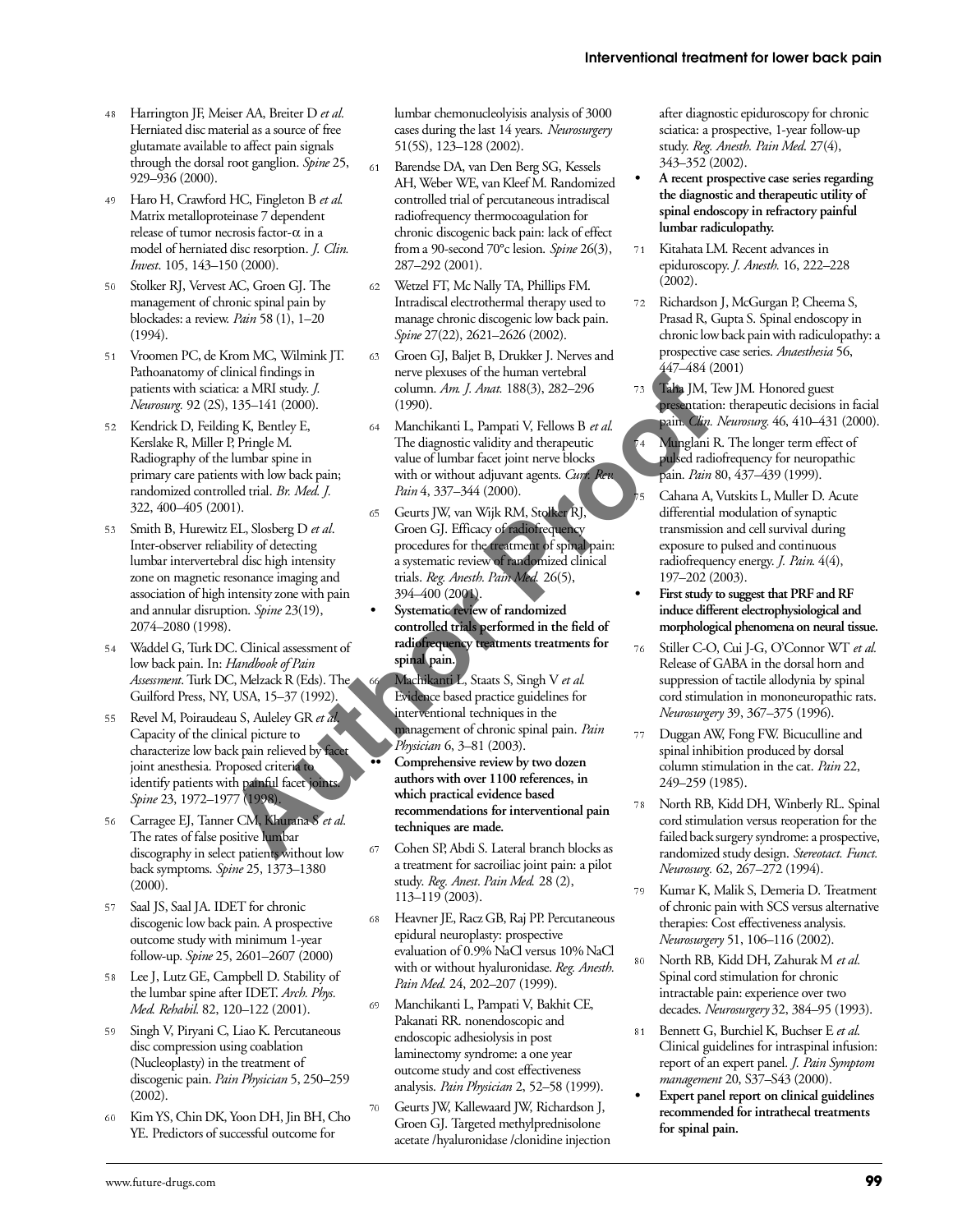48 Harrington JF, Meiser AA, Breiter D *et al.* Herniated disc material as a source of free glutamate available to affect pain signals through the dorsal root ganglion. *Spine* 25, 929–936 (2000).

49 Haro H, Crawford HC, Fingleton B *et al.* Matrix metalloproteinase 7 dependent release of tumor necrosis factor-α in a model of herniated disc resorption. *J. Clin. Invest.* 105, 143–150 (2000).

50 Stolker RJ, Vervest AC, Groen GJ. The management of chronic spinal pain by blockades: a review. *Pain* 58 (1), 1–20 (1994).

51 Vroomen PC, de Krom MC, Wilmink JT. Pathoanatomy of clinical findings in patients with sciatica: a MRI study. *J. Neurosurg.* 92 (2S), 135–141 (2000).

52 Kendrick D, Feilding K, Bentley E, Kerslake R, Miller P, Pringle M. Radiography of the lumbar spine in primary care patients with low back pain; randomized controlled trial. *Br. Med. J.* 322, 400–405 (2001).

53 Smith B, Hurewitz EL, Slosberg D *et al*. Inter-observer reliability of detecting lumbar intervertebral disc high intensity zone on magnetic resonance imaging and association of high intensity zone with pain and annular disruption. *Spine* 23(19), 2074–2080 (1998).

54 Waddel G, Turk DC. Clinical assessment of low back pain. In: *Handbook of Pain Assessment*. Turk DC, Melzack R (Eds). The Guilford Press, NY, USA, 15–37 (1992).

55 Revel M, Poiraudeau S, Auleley GR *et al*. Capacity of the clinical picture to characterize low back pain relieved by facet joint anesthesia. Proposed criteria to identify patients with painful facet joints. *Spine* 23, 1972–1977 (1998).

56 Carragee EJ, Tanner CM, Khurana S *et al.* The rates of false positive lumbar discography in select patients without low back symptoms. *Spine* 25, 1373–1380 (2000).

57 Saal JS, Saal JA. IDET for chronic discogenic low back pain. A prospective outcome study with minimum 1-year follow-up. *Spine* 25, 2601–2607 (2000)

58 Lee J, Lutz GE, Campbell D. Stability of the lumbar spine after IDET. *Arch. Phys. Med. Rehabil.* 82, 120–122 (2001).

59 Singh V, Piryani C, Liao K. Percutaneous disc compression using coablation (Nucleoplasty) in the treatment of discogenic pain. *Pain Physician* 5, 250–259 (2002).

60 Kim YS, Chin DK, Yoon DH, Jin BH, Cho YE. Predictors of successful outcome for lumbar chemonucleolyisis analysis of 3000 cases during the last 14 years. *Neurosurgery* 51(5S), 123–128 (2002).

61 Barendse DA, van Den Berg SG, Kessels AH, Weber WE, van Kleef M. Randomized controlled trial of percutaneous intradiscal radiofrequency thermocoagulation for chronic discogenic back pain: lack of effect from a 90-second 70°c lesion. *Spine* 26(3), 287–292 (2001).

62 Wetzel FT, Mc Nally TA, Phillips FM. Intradiscal electrothermal therapy used to manage chronic discogenic low back pain. *Spine* 27(22), 2621–2626 (2002).

63 Groen GJ, Baljet B, Drukker J. Nerves and nerve plexuses of the human vertebral column. *Am. J. Anat.* 188(3), 282–296 (1990).

64 Manchikanti L, Pampati V, Fellows B *et al.* The diagnostic validity and therapeutic value of lumbar facet joint nerve blocks with or without adjuvant agents. *Curr. Rev. Pain* 4, 337–344 (2000).

65 Geurts JW, van Wijk RM, Stolker RJ, Groen GJ. Efficacy of radiofrequency procedures for the treatment of spinal pain: a systematic review of randomized clinical trials. *Reg. Anesth. Pain Med.* 26(5), 394–400 (2001).
- **Systematic review of randomized controlled trials performed in the field of radiofrequency treatments treatments for spinal pain.**

66 Machikanti L, Staats S, Singh V *et al.* Evidence based practice guidelines for interventional techniques in the management of chronic spinal pain. *Pain Physician* 6, 3–81 (2003).
- •• **Comprehensive review by two dozen authors with over 1100 references, in which practical evidence based recommendations for interventional pain techniques are made.**

67 Cohen SP, Abdi S. Lateral branch blocks as a treatment for sacroiliac joint pain: a pilot study. *Reg. Anest. Pain Med.* 28 (2), 113–119 (2003).

68 Heavner JE, Racz GB, Raj PP. Percutaneous epidural neuroplasty: prospective evaluation of 0.9% NaCl versus 10% NaCl with or without hyaluronidase. *Reg. Anesth. Pain Med.* 24, 202–207 (1999).

69 Manchikanti L, Pampati V, Bakhit CE, Pakanati RR. nonendoscopic and endoscopic adhesiolysis in post laminectomy syndrome: a one year outcome study and cost effectiveness analysis. *Pain Physician* 2, 52–58 (1999).

70 Geurts JW, Kallewaard JW, Richardson J, Groen GJ. Targeted methylprednisolone acetate /hyaluronidase /clonidine injection after diagnostic epiduroscopy for chronic sciatica: a prospective, 1-year follow-up study. *Reg. Anesth. Pain Med.* 27(4), 343–352 (2002).
- **A recent prospective case series regarding the diagnostic and therapeutic utility of spinal endoscopy in refractory painful lumbar radiculopathy.**

71 Kitahata LM. Recent advances in epiduroscopy. *J. Anesth.* 16, 222–228 (2002).

72 Richardson J, McGurgan P, Cheema S, Prasad R, Gupta S. Spinal endoscopy in chronic low back pain with radiculopathy: a prospective case series. *Anaesthesia* 56, 447–484 (2001)

73 Taha JM, Tew JM. Honored guest presentation: therapeutic decisions in facial pain. *Clin. Neurosurg.* 46, 410–431 (2000).

74 Munglani R. The longer term effect of pulsed radiofrequency for neuropathic pain. *Pain* 80, 437–439 (1999).

75 Cahana A, Vutskits L, Muller D. Acute differential modulation of synaptic transmission and cell survival during exposure to pulsed and continuous radiofrequency energy. *J. Pain.* 4(4), 197–202 (2003).
- **First study to suggest that PRF and RF induce different electrophysiological and morphological phenomena on neural tissue.**

76 Stiller C-O, Cui J-G, O'Connor WT *et al.* Release of GABA in the dorsal horn and suppression of tactile allodynia by spinal cord stimulation in mononeuropathic rats. *Neurosurgery* 39, 367–375 (1996).

77 Duggan AW, Fong FW. Bicuculline and spinal inhibition produced by dorsal column stimulation in the cat. *Pain* 22, 249–259 (1985).

78 North RB, Kidd DH, Winberly RL. Spinal cord stimulation versus reoperation for the failed back surgery syndrome: a prospective, randomized study design. *Stereotact. Funct. Neurosurg.* 62, 267–272 (1994).

79 Kumar K, Malik S, Demeria D. Treatment of chronic pain with SCS versus alternative therapies: Cost effectiveness analysis. *Neurosurgery* 51, 106–116 (2002).

80 North RB, Kidd DH, Zahurak M *et al.* Spinal cord stimulation for chronic intractable pain: experience over two decades. *Neurosurgery* 32, 384–95 (1993).

81 Bennett G, Burchiel K, Buchser E *et al.* Clinical guidelines for intraspinal infusion: report of an expert panel. *J. Pain Symptom management* 20, S37–S43 (2000).
- **Expert panel report on clinical guidelines recommended for intrathecal treatments for spinal pain.**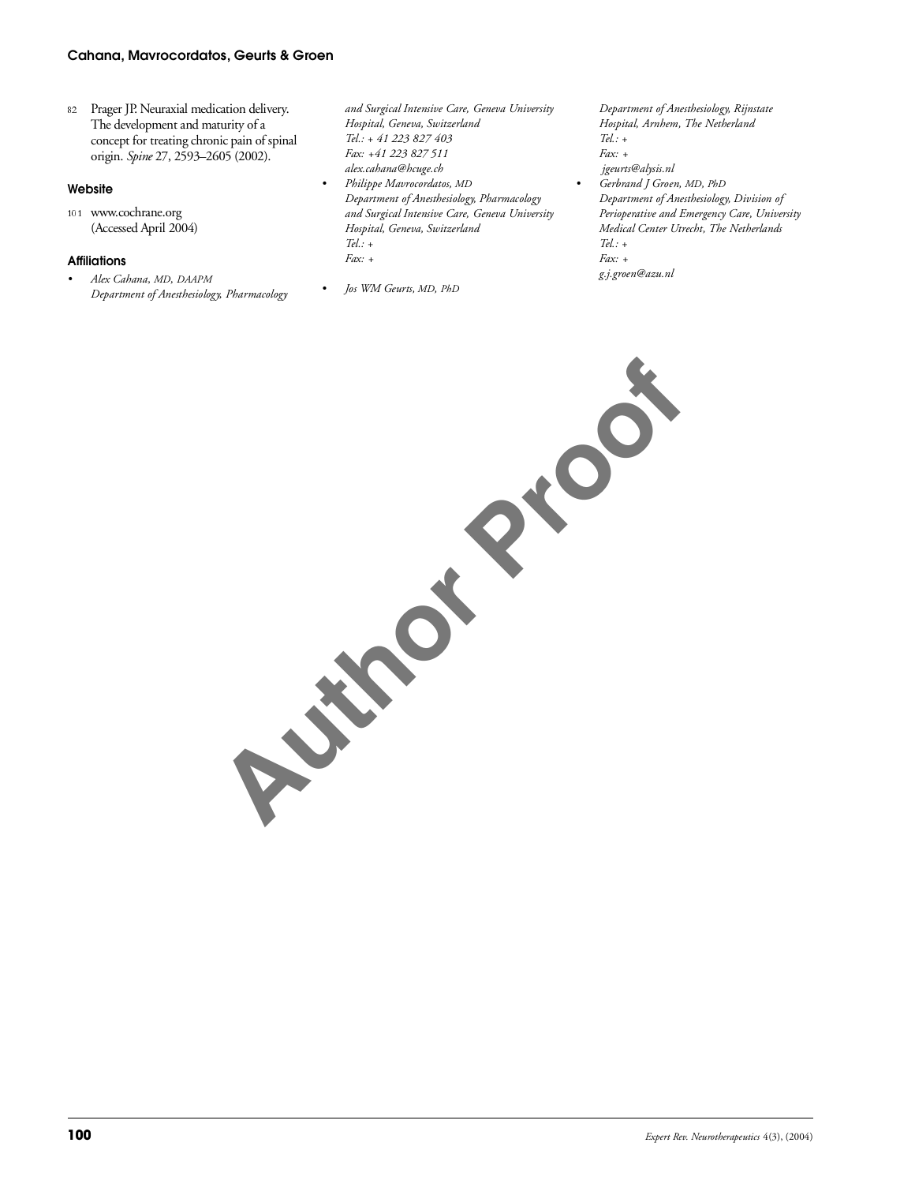82 Prager JP. Neuraxial medication delivery. The development and maturity of a concept for treating chronic pain of spinal origin. *Spine* 27, 2593–2605 (2002).

### Website

101 www.cochrane.org (Accessed April 2004)

### Affiliations

- *Alex Cahana, MD, DAAPM*
  *Department of Anesthesiology, Pharmacology and Surgical Intensive Care, Geneva University Hospital, Geneva, Switzerland*
  *Tel.: + 41 223 827 403*
  *Fax: +41 223 827 511*
  *alex.cahana@hcuge.ch*
- *Philippe Mavrocordatos, MD*
  *Department of Anesthesiology, Pharmacology and Surgical Intensive Care, Geneva University Hospital, Geneva, Switzerland*
  *Tel.: +*
  *Fax: +*
- *Jos WM Geurts, MD, PhD*
  *Department of Anesthesiology, Rijnstate Hospital, Arnhem, The Netherland*
  *Tel.: +*
  *Fax: +*
  *jgeurts@alysis.nl*
- *Gerbrand J Groen, MD, PhD*
  *Department of Anesthesiology, Division of Perioperative and Emergency Care, University Medical Center Utrecht, The Netherlands*
  *Tel.: +*
  *Fax: +*
  *g.j.groen@azu.nl*

Author Proof